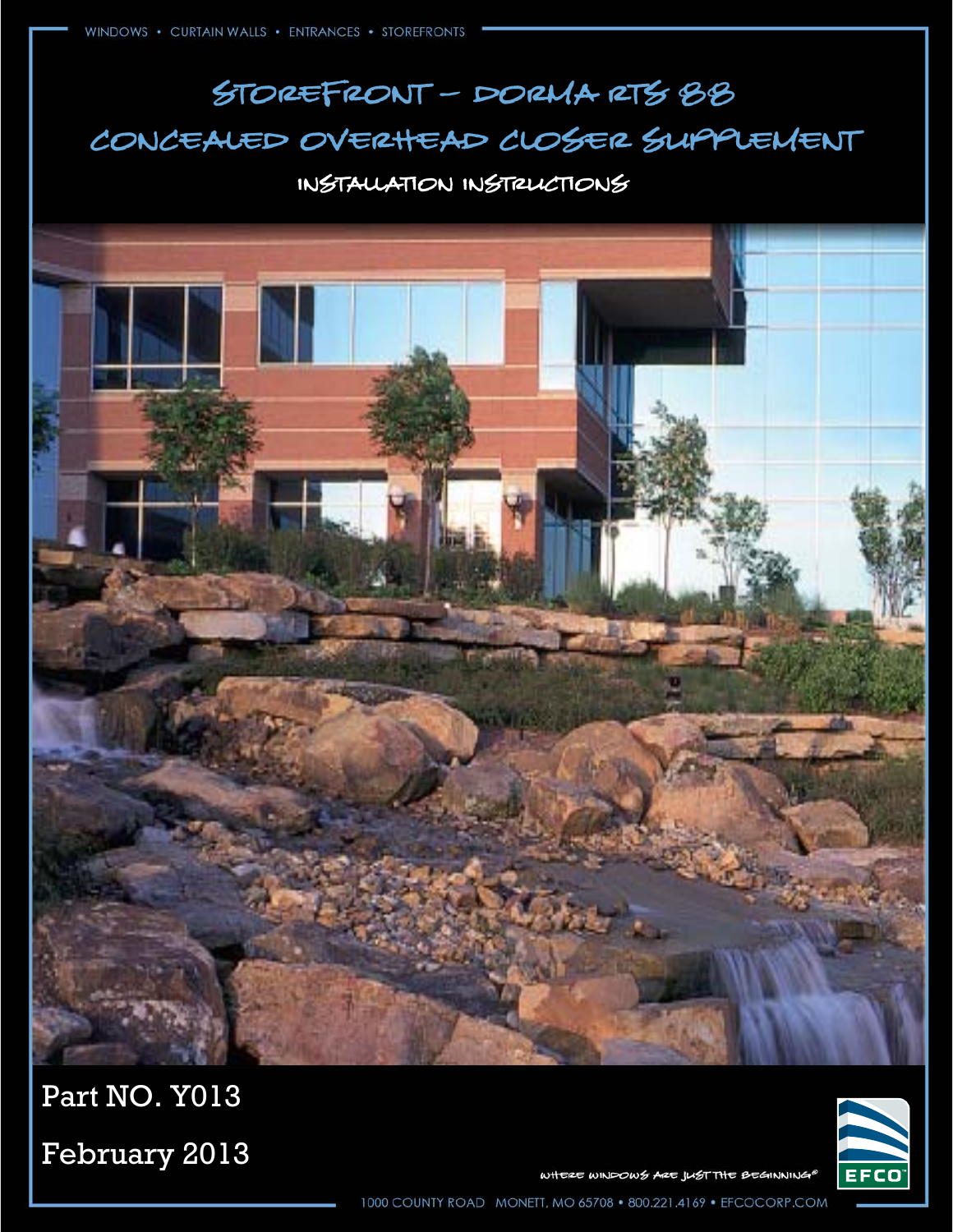WINDOWS • CURTAIN WALLS • ENTRANCES • STOREFRONTS

# STOREFRONT – DORMA RTS 88 CONCEALED OVERHEAD CLOSER SUPPLEMENT

## INSTALLATION INSTRUCTIONS

Part NO. Y013

February 2013

WHERE WINDOWS ARE JUST THE BEGINNING®

EFCO

1000 COUNTY ROAD MONETT, MO 65708 • 800.221.4169 • EFCOCORP.COM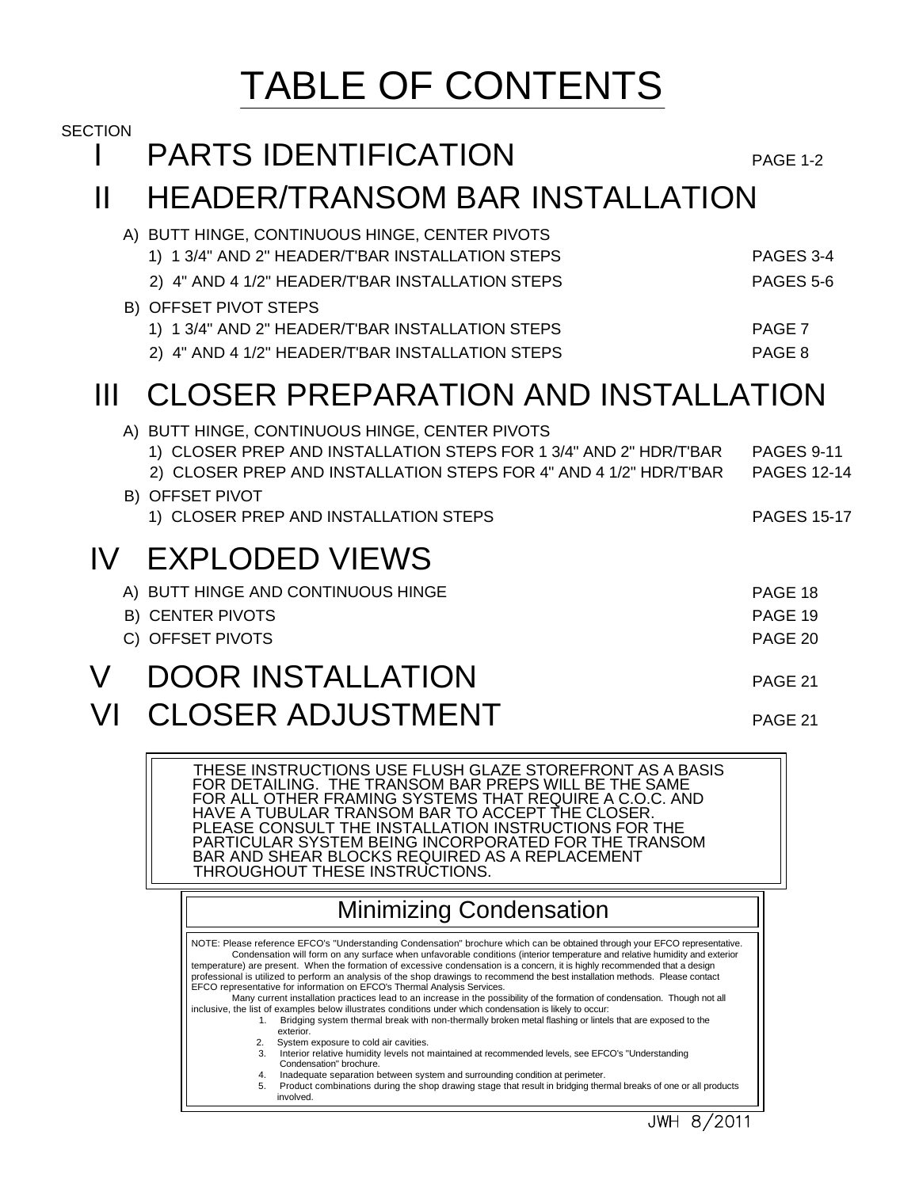# TABLE OF CONTENTS

SECTION

## I PARTS IDENTIFICATION — PAGE 1-2

## II HEADER/TRANSOM BAR INSTALLATION

A) BUTT HINGE, CONTINUOUS HINGE, CENTER PIVOTS
- 1) 1 3/4" AND 2" HEADER/T'BAR INSTALLATION STEPS — PAGES 3-4
- 2) 4" AND 4 1/2" HEADER/T'BAR INSTALLATION STEPS — PAGES 5-6

B) OFFSET PIVOT STEPS
- 1) 1 3/4" AND 2" HEADER/T'BAR INSTALLATION STEPS — PAGE 7
- 2) 4" AND 4 1/2" HEADER/T'BAR INSTALLATION STEPS — PAGE 8

## III CLOSER PREPARATION AND INSTALLATION

A) BUTT HINGE, CONTINUOUS HINGE, CENTER PIVOTS
- 1) CLOSER PREP AND INSTALLATION STEPS FOR 1 3/4" AND 2" HDR/T'BAR — PAGES 9-11
- 2) CLOSER PREP AND INSTALLATION STEPS FOR 4" AND 4 1/2" HDR/T'BAR — PAGES 12-14

B) OFFSET PIVOT
- 1) CLOSER PREP AND INSTALLATION STEPS — PAGES 15-17

## IV EXPLODED VIEWS

- A) BUTT HINGE AND CONTINUOUS HINGE — PAGE 18
- B) CENTER PIVOTS — PAGE 19
- C) OFFSET PIVOTS — PAGE 20

## V DOOR INSTALLATION — PAGE 21

## VI CLOSER ADJUSTMENT — PAGE 21

THESE INSTRUCTIONS USE FLUSH GLAZE STOREFRONT AS A BASIS FOR DETAILING. THE TRANSOM BAR PREPS WILL BE THE SAME FOR ALL OTHER FRAMING SYSTEMS THAT REQUIRE A C.O.C. AND HAVE A TUBULAR TRANSOM BAR TO ACCEPT THE CLOSER. PLEASE CONSULT THE INSTALLATION INSTRUCTIONS FOR THE PARTICULAR SYSTEM BEING INCORPORATED FOR THE TRANSOM BAR AND SHEAR BLOCKS REQUIRED AS A REPLACEMENT THROUGHOUT THESE INSTRUCTIONS.

### Minimizing Condensation

NOTE: Please reference EFCO's "Understanding Condensation" brochure which can be obtained through your EFCO representative.

Condensation will form on any surface when unfavorable conditions (interior temperature and relative humidity and exterior temperature) are present. When the formation of excessive condensation is a concern, it is highly recommended that a design professional is utilized to perform an analysis of the shop drawings to recommend the best installation methods. Please contact EFCO representative for information on EFCO's Thermal Analysis Services.

Many current installation practices lead to an increase in the possibility of the formation of condensation. Though not all inclusive, the list of examples below illustrates conditions under which condensation is likely to occur:

1. Bridging system thermal break with non-thermally broken metal flashing or lintels that are exposed to the exterior.
2. System exposure to cold air cavities.
3. Interior relative humidity levels not maintained at recommended levels, see EFCO's "Understanding Condensation" brochure.
4. Inadequate separation between system and surrounding condition at perimeter.
5. Product combinations during the shop drawing stage that result in bridging thermal breaks of one or all products involved.

JWH 8/2011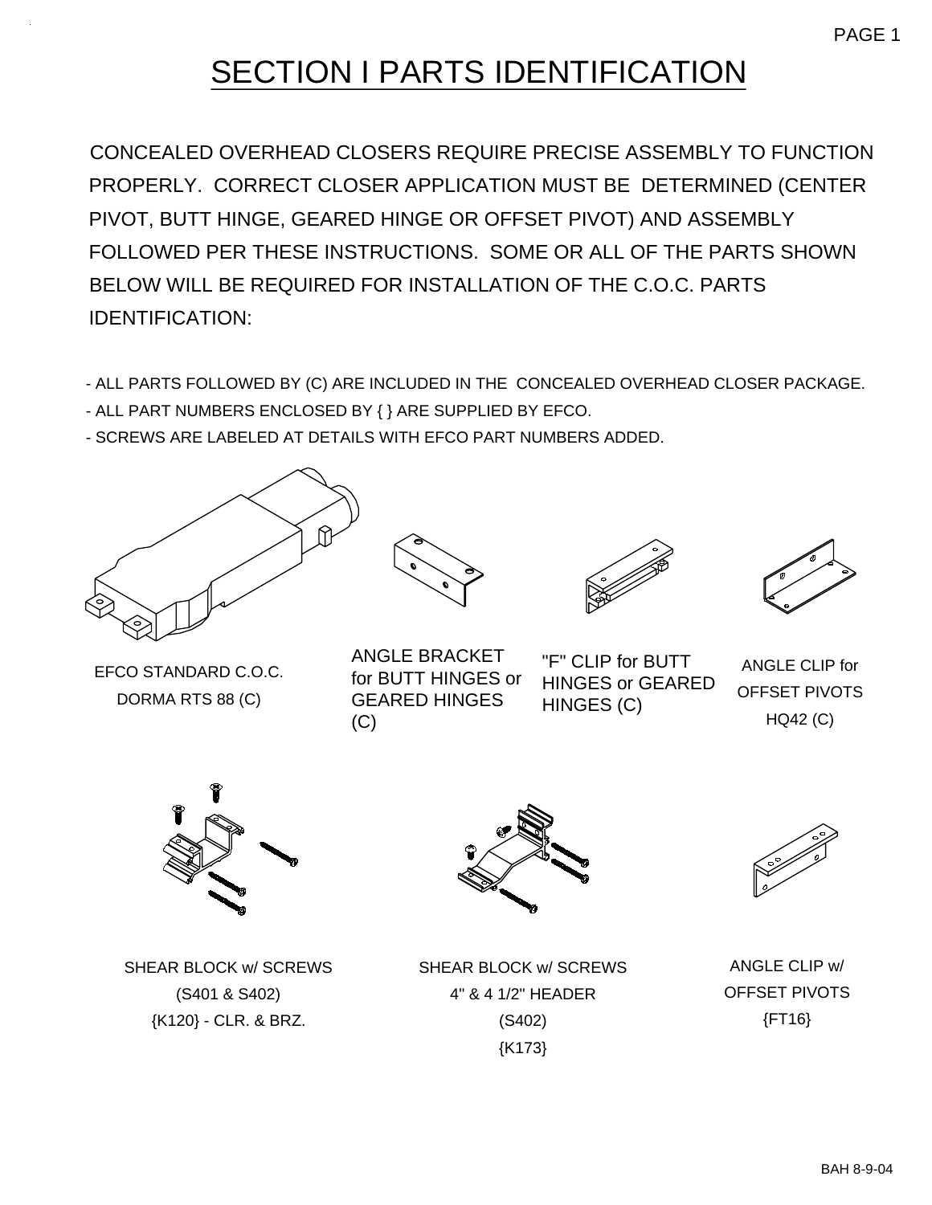# SECTION I PARTS IDENTIFICATION

CONCEALED OVERHEAD CLOSERS REQUIRE PRECISE ASSEMBLY TO FUNCTION PROPERLY. CORRECT CLOSER APPLICATION MUST BE DETERMINED (CENTER PIVOT, BUTT HINGE, GEARED HINGE OR OFFSET PIVOT) AND ASSEMBLY FOLLOWED PER THESE INSTRUCTIONS. SOME OR ALL OF THE PARTS SHOWN BELOW WILL BE REQUIRED FOR INSTALLATION OF THE C.O.C. PARTS IDENTIFICATION:

- ALL PARTS FOLLOWED BY (C) ARE INCLUDED IN THE CONCEALED OVERHEAD CLOSER PACKAGE.
- ALL PART NUMBERS ENCLOSED BY { } ARE SUPPLIED BY EFCO.
- SCREWS ARE LABELED AT DETAILS WITH EFCO PART NUMBERS ADDED.

EFCO STANDARD C.O.C.
DORMA RTS 88 (C)

ANGLE BRACKET for BUTT HINGES or GEARED HINGES (C)

"F" CLIP for BUTT HINGES or GEARED HINGES (C)

ANGLE CLIP for OFFSET PIVOTS
HQ42 (C)

SHEAR BLOCK w/ SCREWS
(S401 & S402)
{K120} - CLR. & BRZ.

SHEAR BLOCK w/ SCREWS
4" & 4 1/2" HEADER
(S402)
{K173}

ANGLE CLIP w/
OFFSET PIVOTS
{FT16}

BAH 8-9-04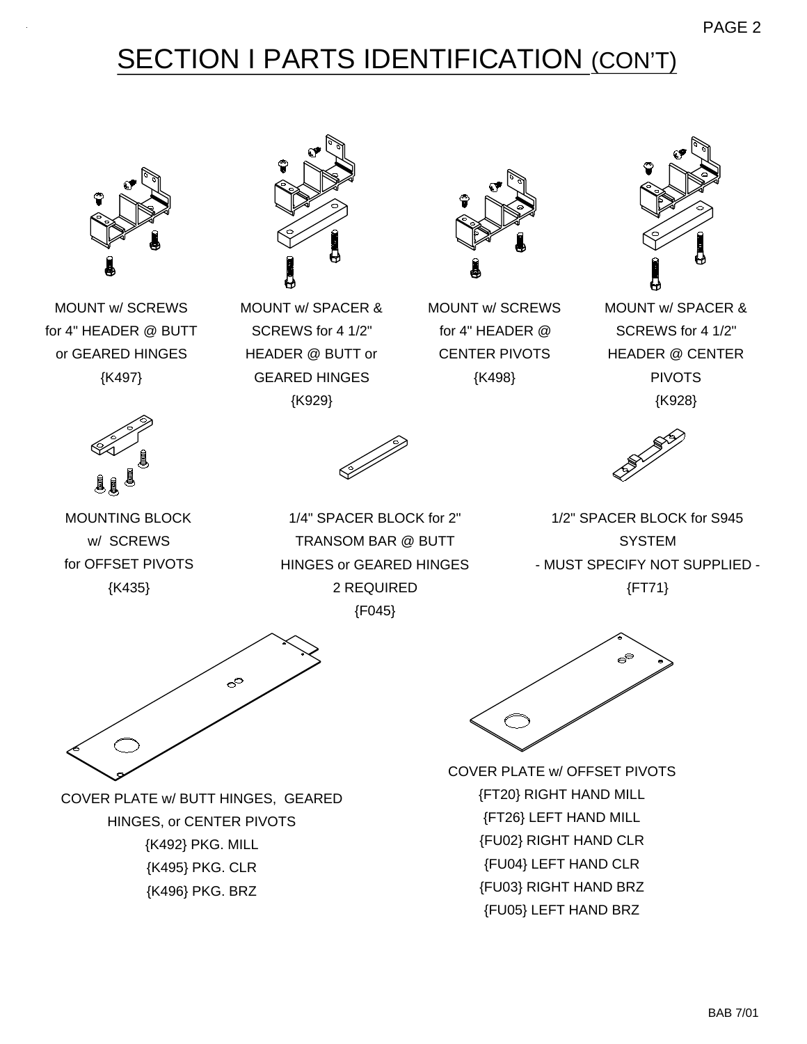# SECTION I PARTS IDENTIFICATION (CON'T)

MOUNT w/ SCREWS for 4" HEADER @ BUTT or GEARED HINGES
{K497}

MOUNT w/ SPACER & SCREWS for 4 1/2" HEADER @ BUTT or GEARED HINGES
{K929}

MOUNT w/ SCREWS for 4" HEADER @ CENTER PIVOTS
{K498}

MOUNT w/ SPACER & SCREWS for 4 1/2" HEADER @ CENTER PIVOTS
{K928}

MOUNTING BLOCK w/ SCREWS for OFFSET PIVOTS
{K435}

1/4" SPACER BLOCK for 2" TRANSOM BAR @ BUTT HINGES or GEARED HINGES
2 REQUIRED
{F045}

1/2" SPACER BLOCK for S945 SYSTEM
- MUST SPECIFY NOT SUPPLIED -
{FT71}

COVER PLATE w/ BUTT HINGES, GEARED HINGES, or CENTER PIVOTS
{K492} PKG. MILL
{K495} PKG. CLR
{K496} PKG. BRZ

COVER PLATE w/ OFFSET PIVOTS
{FT20} RIGHT HAND MILL
{FT26} LEFT HAND MILL
{FU02} RIGHT HAND CLR
{FU04} LEFT HAND CLR
{FU03} RIGHT HAND BRZ
{FU05} LEFT HAND BRZ

BAB 7/01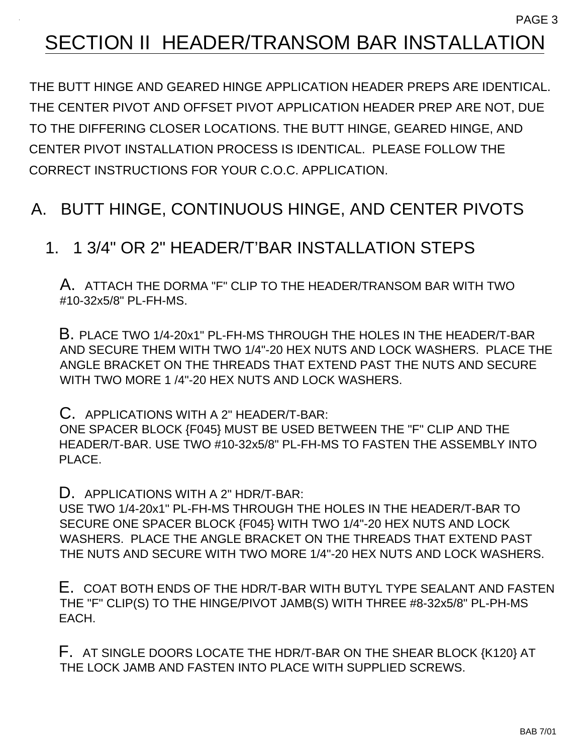# SECTION II HEADER/TRANSOM BAR INSTALLATION

THE BUTT HINGE AND GEARED HINGE APPLICATION HEADER PREPS ARE IDENTICAL. THE CENTER PIVOT AND OFFSET PIVOT APPLICATION HEADER PREP ARE NOT, DUE TO THE DIFFERING CLOSER LOCATIONS. THE BUTT HINGE, GEARED HINGE, AND CENTER PIVOT INSTALLATION PROCESS IS IDENTICAL. PLEASE FOLLOW THE CORRECT INSTRUCTIONS FOR YOUR C.O.C. APPLICATION.

## A. BUTT HINGE, CONTINUOUS HINGE, AND CENTER PIVOTS

### 1. 1 3/4" OR 2" HEADER/T'BAR INSTALLATION STEPS

A. ATTACH THE DORMA "F" CLIP TO THE HEADER/TRANSOM BAR WITH TWO #10-32x5/8" PL-FH-MS.

B. PLACE TWO 1/4-20x1" PL-FH-MS THROUGH THE HOLES IN THE HEADER/T-BAR AND SECURE THEM WITH TWO 1/4"-20 HEX NUTS AND LOCK WASHERS. PLACE THE ANGLE BRACKET ON THE THREADS THAT EXTEND PAST THE NUTS AND SECURE WITH TWO MORE 1 /4"-20 HEX NUTS AND LOCK WASHERS.

C. APPLICATIONS WITH A 2" HEADER/T-BAR:
ONE SPACER BLOCK {F045} MUST BE USED BETWEEN THE "F" CLIP AND THE HEADER/T-BAR. USE TWO #10-32x5/8" PL-FH-MS TO FASTEN THE ASSEMBLY INTO PLACE.

D. APPLICATIONS WITH A 2" HDR/T-BAR:
USE TWO 1/4-20x1" PL-FH-MS THROUGH THE HOLES IN THE HEADER/T-BAR TO SECURE ONE SPACER BLOCK {F045} WITH TWO 1/4"-20 HEX NUTS AND LOCK WASHERS. PLACE THE ANGLE BRACKET ON THE THREADS THAT EXTEND PAST THE NUTS AND SECURE WITH TWO MORE 1/4"-20 HEX NUTS AND LOCK WASHERS.

E. COAT BOTH ENDS OF THE HDR/T-BAR WITH BUTYL TYPE SEALANT AND FASTEN THE "F" CLIP(S) TO THE HINGE/PIVOT JAMB(S) WITH THREE #8-32x5/8" PL-PH-MS EACH.

F. AT SINGLE DOORS LOCATE THE HDR/T-BAR ON THE SHEAR BLOCK {K120} AT THE LOCK JAMB AND FASTEN INTO PLACE WITH SUPPLIED SCREWS.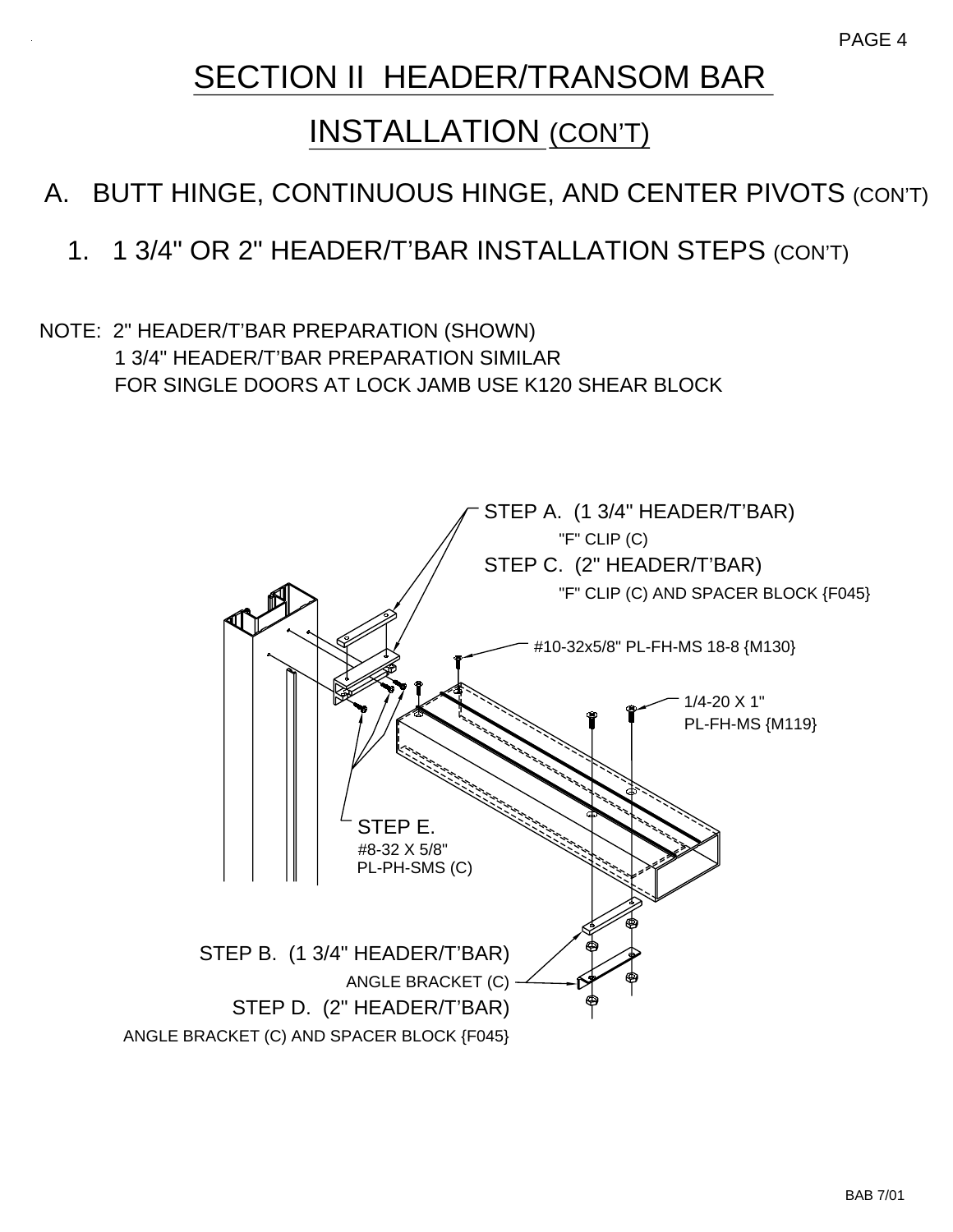# SECTION II HEADER/TRANSOM BAR INSTALLATION (CON'T)

## A. BUTT HINGE, CONTINUOUS HINGE, AND CENTER PIVOTS (CON'T)

### 1. 1 3/4" OR 2" HEADER/T'BAR INSTALLATION STEPS (CON'T)

NOTE: 2" HEADER/T'BAR PREPARATION (SHOWN)
1 3/4" HEADER/T'BAR PREPARATION SIMILAR
FOR SINGLE DOORS AT LOCK JAMB USE K120 SHEAR BLOCK

STEP A. (1 3/4" HEADER/T'BAR)
"F" CLIP (C)

STEP C. (2" HEADER/T'BAR)
"F" CLIP (C) AND SPACER BLOCK {F045}

#10-32x5/8" PL-FH-MS 18-8 {M130}

1/4-20 X 1"
PL-FH-MS {M119}

STEP E.
#8-32 X 5/8"
PL-PH-SMS (C)

STEP B. (1 3/4" HEADER/T'BAR)
ANGLE BRACKET (C)

STEP D. (2" HEADER/T'BAR)
ANGLE BRACKET (C) AND SPACER BLOCK {F045}

BAB 7/01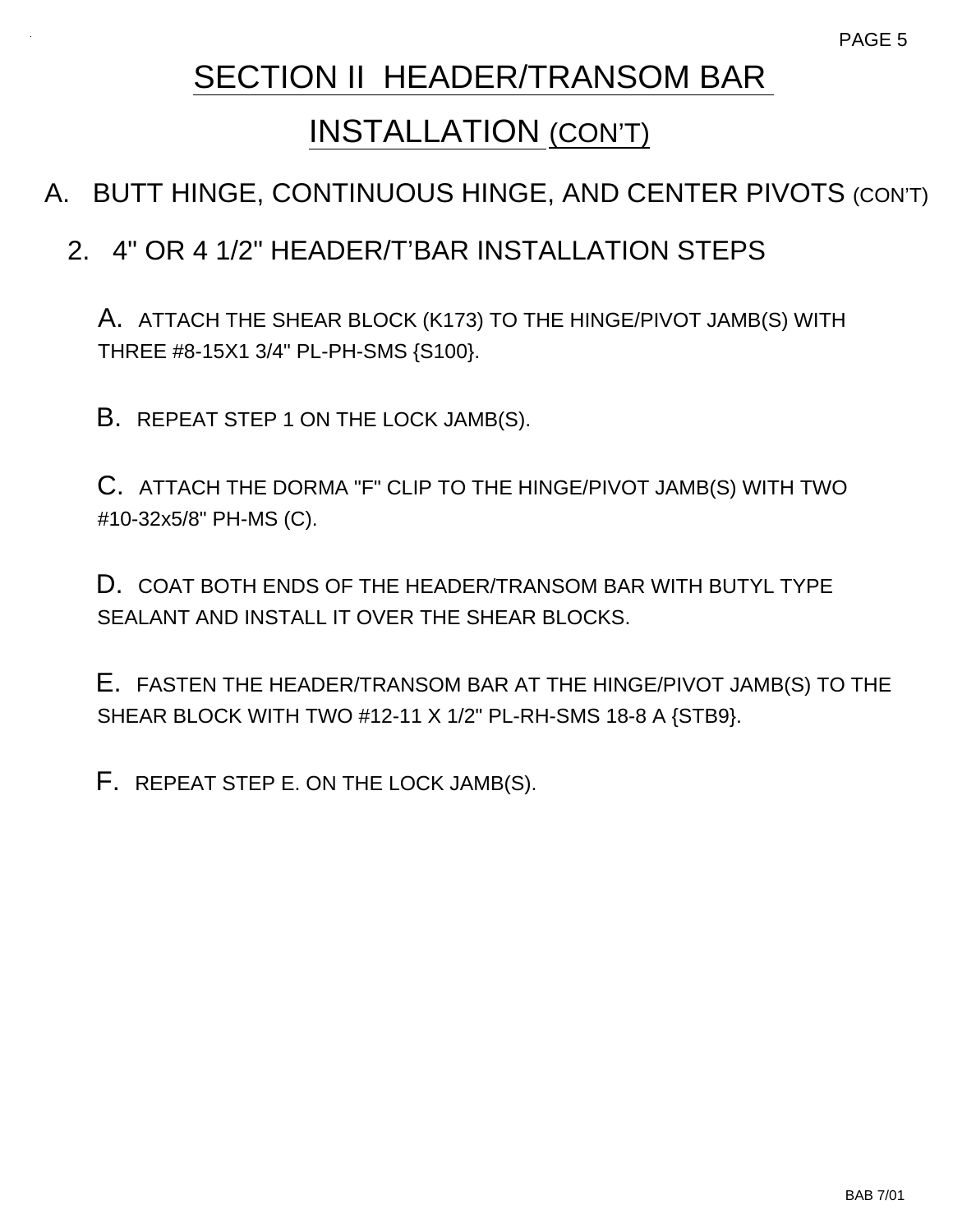# SECTION II HEADER/TRANSOM BAR INSTALLATION (CON'T)

## A. BUTT HINGE, CONTINUOUS HINGE, AND CENTER PIVOTS (CON'T)

### 2. 4" OR 4 1/2" HEADER/T'BAR INSTALLATION STEPS

A. ATTACH THE SHEAR BLOCK (K173) TO THE HINGE/PIVOT JAMB(S) WITH THREE #8-15X1 3/4" PL-PH-SMS {S100}.

B. REPEAT STEP 1 ON THE LOCK JAMB(S).

C. ATTACH THE DORMA "F" CLIP TO THE HINGE/PIVOT JAMB(S) WITH TWO #10-32x5/8" PH-MS (C).

D. COAT BOTH ENDS OF THE HEADER/TRANSOM BAR WITH BUTYL TYPE SEALANT AND INSTALL IT OVER THE SHEAR BLOCKS.

E. FASTEN THE HEADER/TRANSOM BAR AT THE HINGE/PIVOT JAMB(S) TO THE SHEAR BLOCK WITH TWO #12-11 X 1/2" PL-RH-SMS 18-8 A {STB9}.

F. REPEAT STEP E. ON THE LOCK JAMB(S).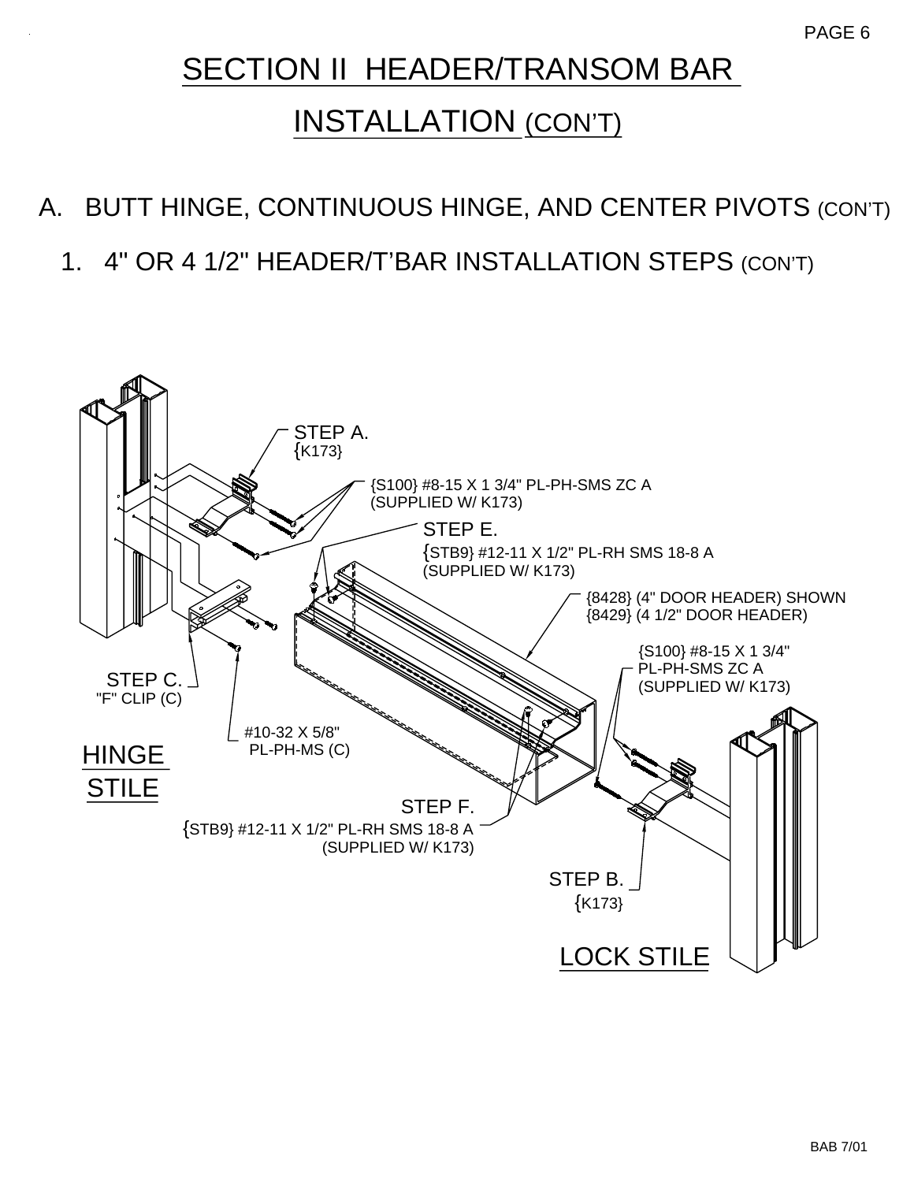# SECTION II HEADER/TRANSOM BAR INSTALLATION (CON'T)

## A. BUTT HINGE, CONTINUOUS HINGE, AND CENTER PIVOTS (CON'T)

### 1. 4" OR 4 1/2" HEADER/T'BAR INSTALLATION STEPS (CON'T)

STEP A.
{K173}

{S100} #8-15 X 1 3/4" PL-PH-SMS ZC A
(SUPPLIED W/ K173)

STEP E.
{STB9} #12-11 X 1/2" PL-RH SMS 18-8 A
(SUPPLIED W/ K173)

{8428} (4" DOOR HEADER) SHOWN
{8429} (4 1/2" DOOR HEADER)

{S100} #8-15 X 1 3/4"
PL-PH-SMS ZC A
(SUPPLIED W/ K173)

STEP C.
"F" CLIP (C)

#10-32 X 5/8"
PL-PH-MS (C)

HINGE STILE

STEP F.
{STB9} #12-11 X 1/2" PL-RH SMS 18-8 A
(SUPPLIED W/ K173)

STEP B.
{K173}

LOCK STILE

BAB 7/01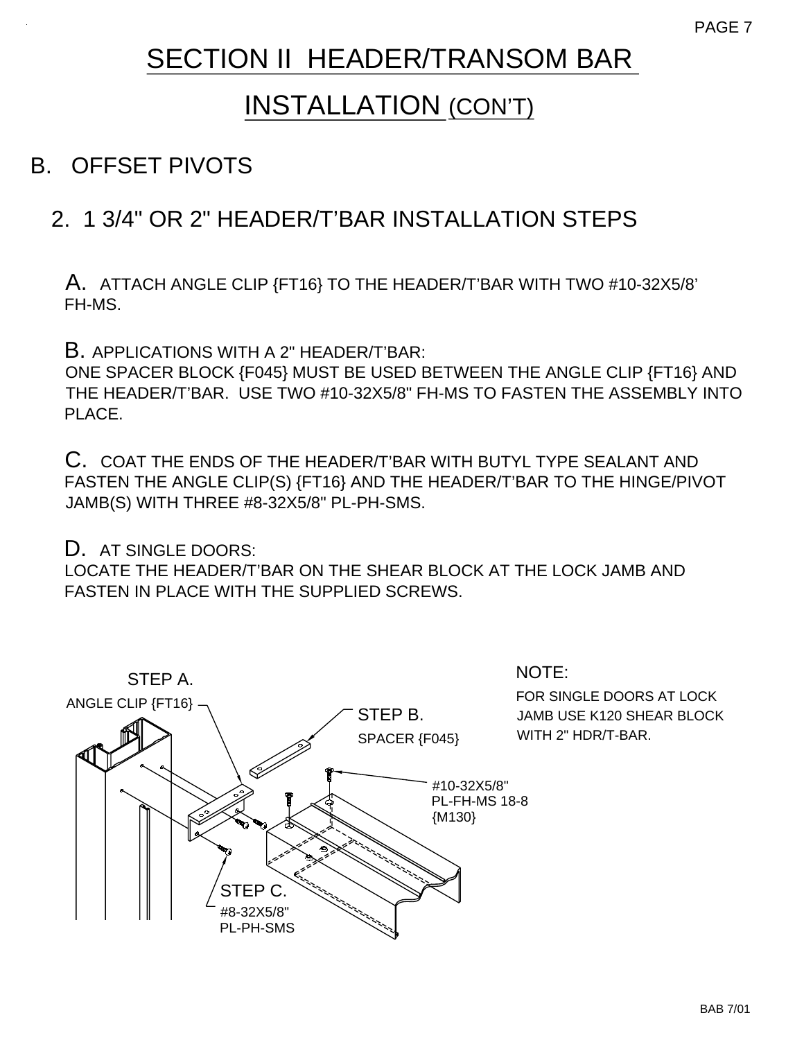# SECTION II HEADER/TRANSOM BAR INSTALLATION (CON'T)

## B. OFFSET PIVOTS

### 2. 1 3/4" OR 2" HEADER/T'BAR INSTALLATION STEPS

A. ATTACH ANGLE CLIP {FT16} TO THE HEADER/T'BAR WITH TWO #10-32X5/8' FH-MS.

B. APPLICATIONS WITH A 2" HEADER/T'BAR:
ONE SPACER BLOCK {F045} MUST BE USED BETWEEN THE ANGLE CLIP {FT16} AND THE HEADER/T'BAR. USE TWO #10-32X5/8" FH-MS TO FASTEN THE ASSEMBLY INTO PLACE.

C. COAT THE ENDS OF THE HEADER/T'BAR WITH BUTYL TYPE SEALANT AND FASTEN THE ANGLE CLIP(S) {FT16} AND THE HEADER/T'BAR TO THE HINGE/PIVOT JAMB(S) WITH THREE #8-32X5/8" PL-PH-SMS.

D. AT SINGLE DOORS:
LOCATE THE HEADER/T'BAR ON THE SHEAR BLOCK AT THE LOCK JAMB AND FASTEN IN PLACE WITH THE SUPPLIED SCREWS.

STEP A.
ANGLE CLIP {FT16}

STEP B.
SPACER {F045}

#10-32X5/8"
PL-FH-MS 18-8
{M130}

STEP C.
#8-32X5/8"
PL-PH-SMS

NOTE:
FOR SINGLE DOORS AT LOCK JAMB USE K120 SHEAR BLOCK WITH 2" HDR/T-BAR.

BAB 7/01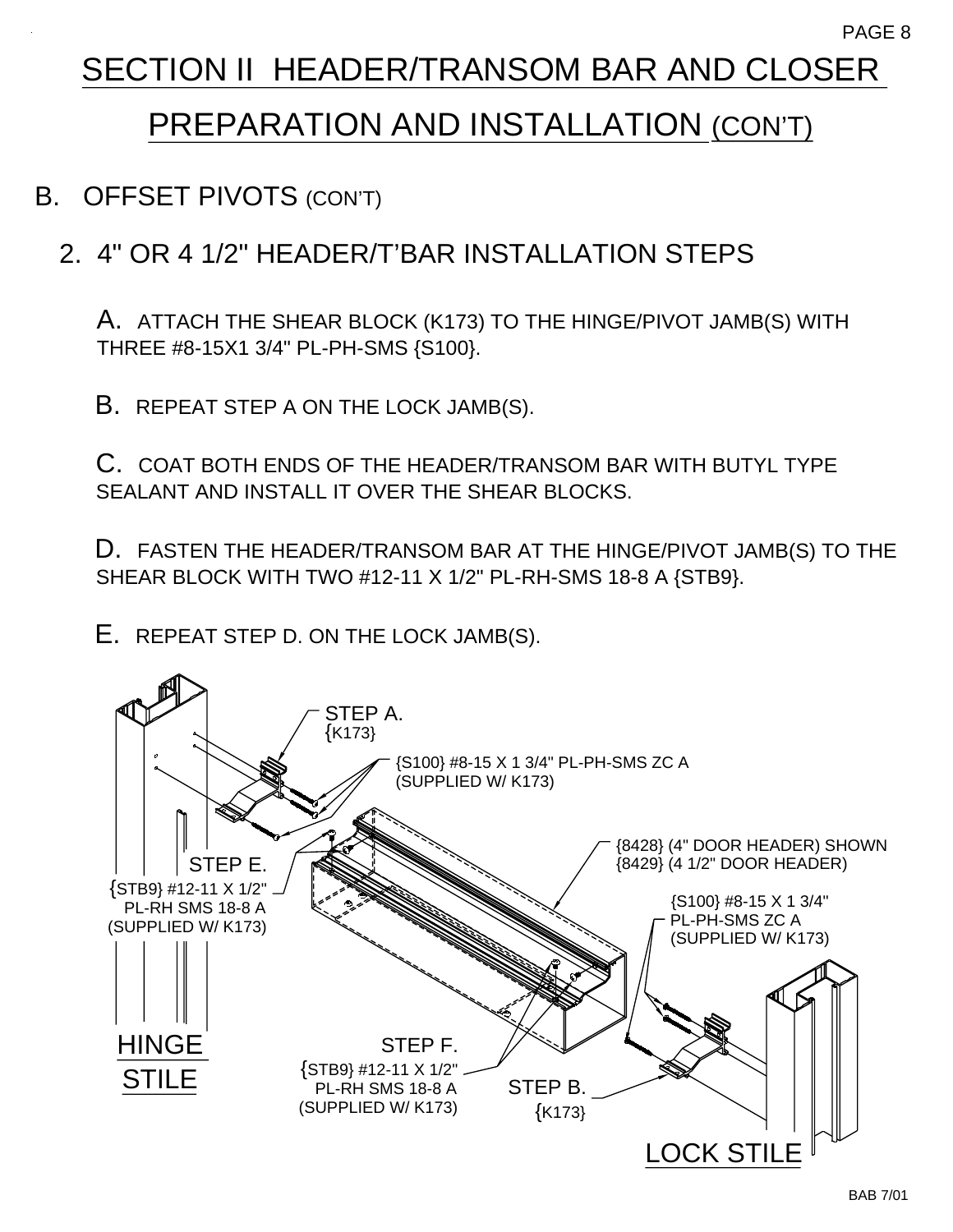# SECTION II HEADER/TRANSOM BAR AND CLOSER PREPARATION AND INSTALLATION (CON'T)

## B. OFFSET PIVOTS (CON'T)

### 2. 4" OR 4 1/2" HEADER/T'BAR INSTALLATION STEPS

A. ATTACH THE SHEAR BLOCK (K173) TO THE HINGE/PIVOT JAMB(S) WITH THREE #8-15X1 3/4" PL-PH-SMS {S100}.

B. REPEAT STEP A ON THE LOCK JAMB(S).

C. COAT BOTH ENDS OF THE HEADER/TRANSOM BAR WITH BUTYL TYPE SEALANT AND INSTALL IT OVER THE SHEAR BLOCKS.

D. FASTEN THE HEADER/TRANSOM BAR AT THE HINGE/PIVOT JAMB(S) TO THE SHEAR BLOCK WITH TWO #12-11 X 1/2" PL-RH-SMS 18-8 A {STB9}.

E. REPEAT STEP D. ON THE LOCK JAMB(S).

STEP A. {K173}

{S100} #8-15 X 1 3/4" PL-PH-SMS ZC A (SUPPLIED W/ K173)

{8428} (4" DOOR HEADER) SHOWN
{8429} (4 1/2" DOOR HEADER)

STEP E.
{STB9} #12-11 X 1/2" PL-RH SMS 18-8 A (SUPPLIED W/ K173)

{S100} #8-15 X 1 3/4" PL-PH-SMS ZC A (SUPPLIED W/ K173)

HINGE STILE

STEP F.
{STB9} #12-11 X 1/2" PL-RH SMS 18-8 A (SUPPLIED W/ K173)

STEP B. {K173}

LOCK STILE

BAB 7/01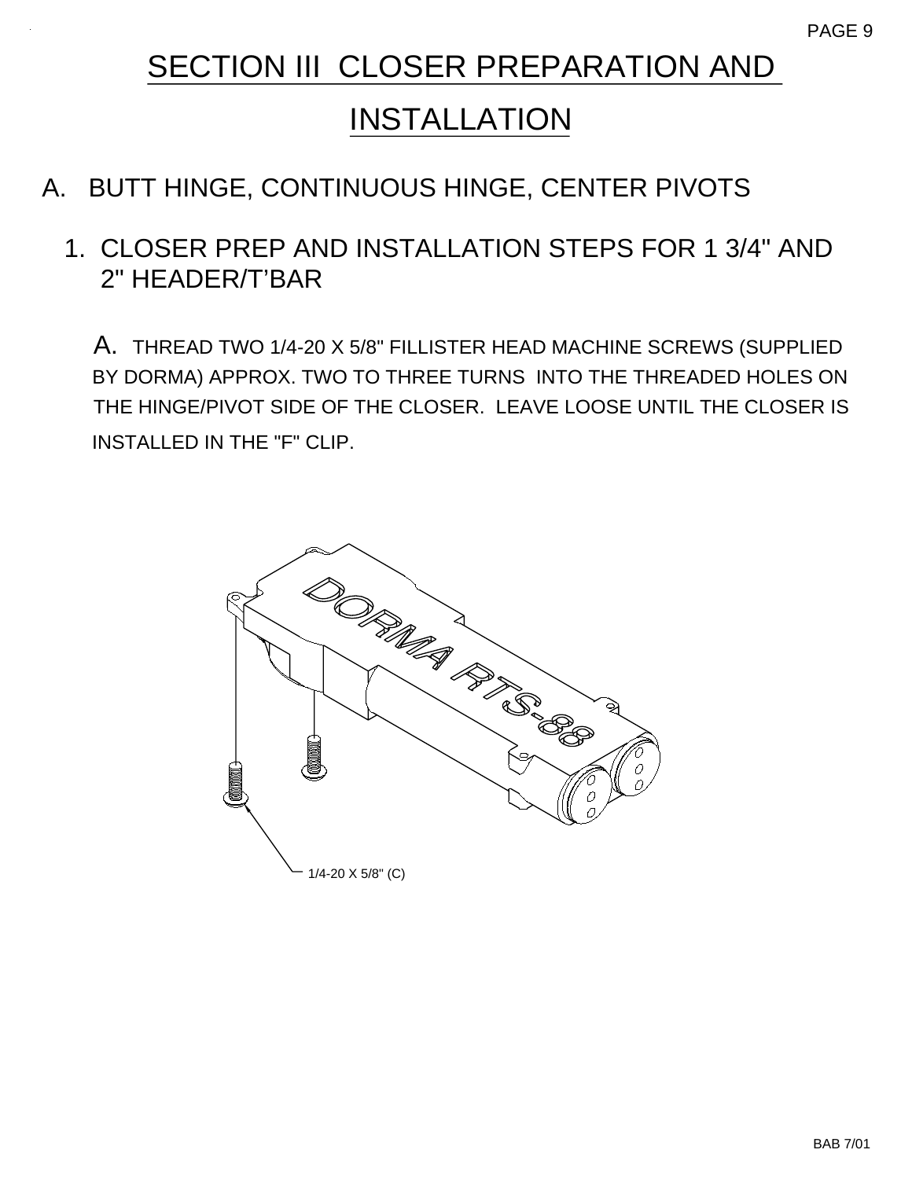# SECTION III CLOSER PREPARATION AND INSTALLATION

## A. BUTT HINGE, CONTINUOUS HINGE, CENTER PIVOTS

### 1. CLOSER PREP AND INSTALLATION STEPS FOR 1 3/4" AND 2" HEADER/T'BAR

A. THREAD TWO 1/4-20 X 5/8" FILLISTER HEAD MACHINE SCREWS (SUPPLIED BY DORMA) APPROX. TWO TO THREE TURNS INTO THE THREADED HOLES ON THE HINGE/PIVOT SIDE OF THE CLOSER. LEAVE LOOSE UNTIL THE CLOSER IS INSTALLED IN THE "F" CLIP.

DORMA RTS-88

1/4-20 X 5/8" (C)

BAB 7/01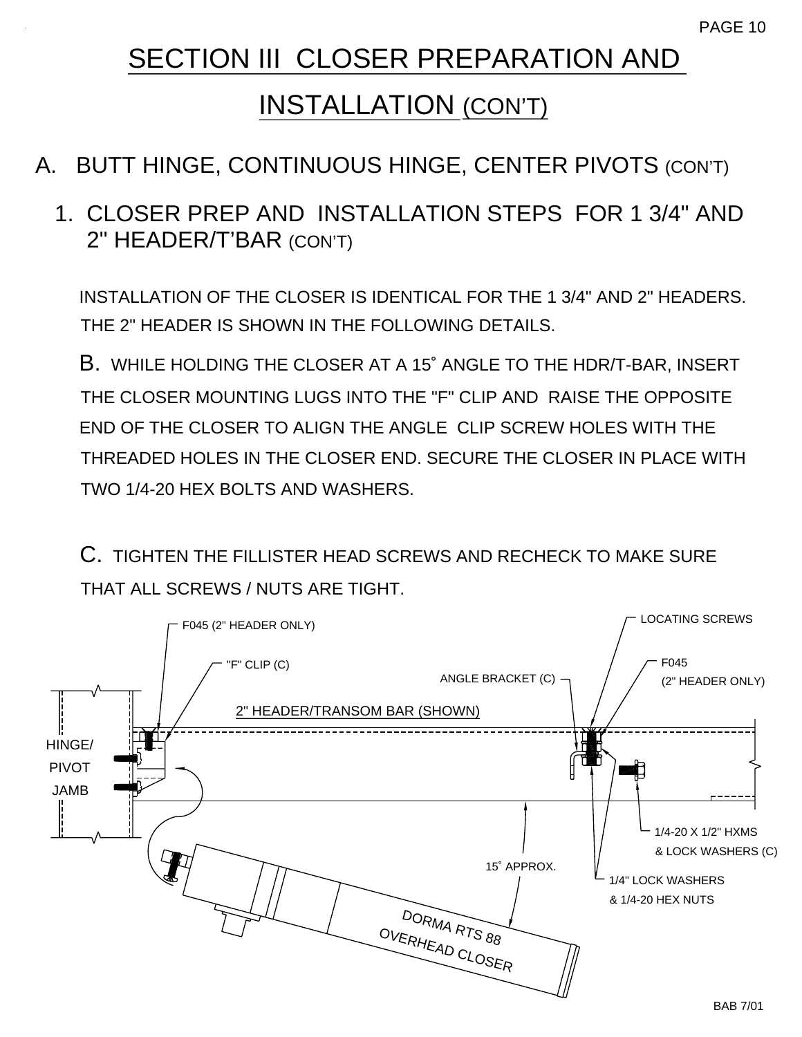# SECTION III CLOSER PREPARATION AND INSTALLATION (CON'T)

## A. BUTT HINGE, CONTINUOUS HINGE, CENTER PIVOTS (CON'T)

### 1. CLOSER PREP AND INSTALLATION STEPS FOR 1 3/4" AND 2" HEADER/T'BAR (CON'T)

INSTALLATION OF THE CLOSER IS IDENTICAL FOR THE 1 3/4" AND 2" HEADERS. THE 2" HEADER IS SHOWN IN THE FOLLOWING DETAILS.

B. WHILE HOLDING THE CLOSER AT A 15° ANGLE TO THE HDR/T-BAR, INSERT THE CLOSER MOUNTING LUGS INTO THE "F" CLIP AND RAISE THE OPPOSITE END OF THE CLOSER TO ALIGN THE ANGLE CLIP SCREW HOLES WITH THE THREADED HOLES IN THE CLOSER END. SECURE THE CLOSER IN PLACE WITH TWO 1/4-20 HEX BOLTS AND WASHERS.

C. TIGHTEN THE FILLISTER HEAD SCREWS AND RECHECK TO MAKE SURE THAT ALL SCREWS / NUTS ARE TIGHT.

F045 (2" HEADER ONLY)

"F" CLIP (C)

2" HEADER/TRANSOM BAR (SHOWN)

ANGLE BRACKET (C)

LOCATING SCREWS

F045 (2" HEADER ONLY)

HINGE/ PIVOT JAMB

1/4-20 X 1/2" HXMS & LOCK WASHERS (C)

15° APPROX.

1/4" LOCK WASHERS & 1/4-20 HEX NUTS

DORMA RTS 88 OVERHEAD CLOSER

BAB 7/01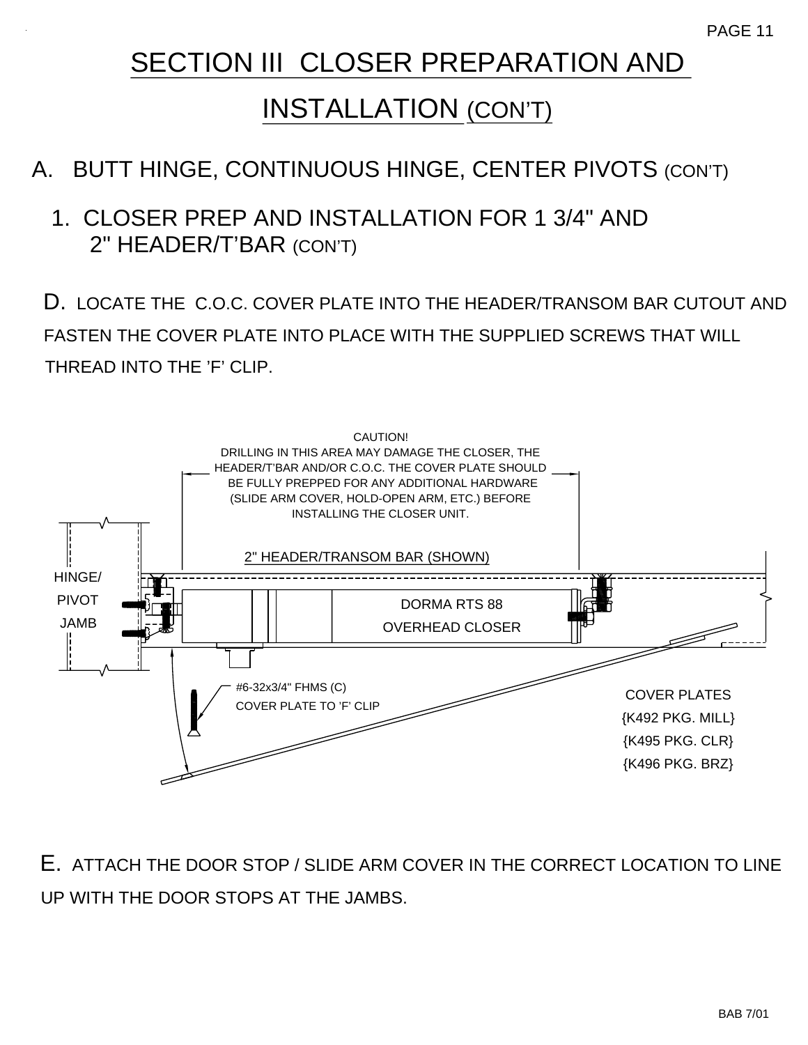# SECTION III CLOSER PREPARATION AND INSTALLATION (CON'T)

## A. BUTT HINGE, CONTINUOUS HINGE, CENTER PIVOTS (CON'T)

### 1. CLOSER PREP AND INSTALLATION FOR 1 3/4" AND 2" HEADER/T'BAR (CON'T)

D. LOCATE THE C.O.C. COVER PLATE INTO THE HEADER/TRANSOM BAR CUTOUT AND FASTEN THE COVER PLATE INTO PLACE WITH THE SUPPLIED SCREWS THAT WILL THREAD INTO THE 'F' CLIP.

CAUTION!
DRILLING IN THIS AREA MAY DAMAGE THE CLOSER, THE HEADER/T'BAR AND/OR C.O.C. THE COVER PLATE SHOULD BE FULLY PREPPED FOR ANY ADDITIONAL HARDWARE (SLIDE ARM COVER, HOLD-OPEN ARM, ETC.) BEFORE INSTALLING THE CLOSER UNIT.

2" HEADER/TRANSOM BAR (SHOWN)

HINGE/ PIVOT JAMB

DORMA RTS 88 OVERHEAD CLOSER

#6-32x3/4" FHMS (C) COVER PLATE TO 'F' CLIP

COVER PLATES
{K492 PKG. MILL}
{K495 PKG. CLR}
{K496 PKG. BRZ}

E. ATTACH THE DOOR STOP / SLIDE ARM COVER IN THE CORRECT LOCATION TO LINE UP WITH THE DOOR STOPS AT THE JAMBS.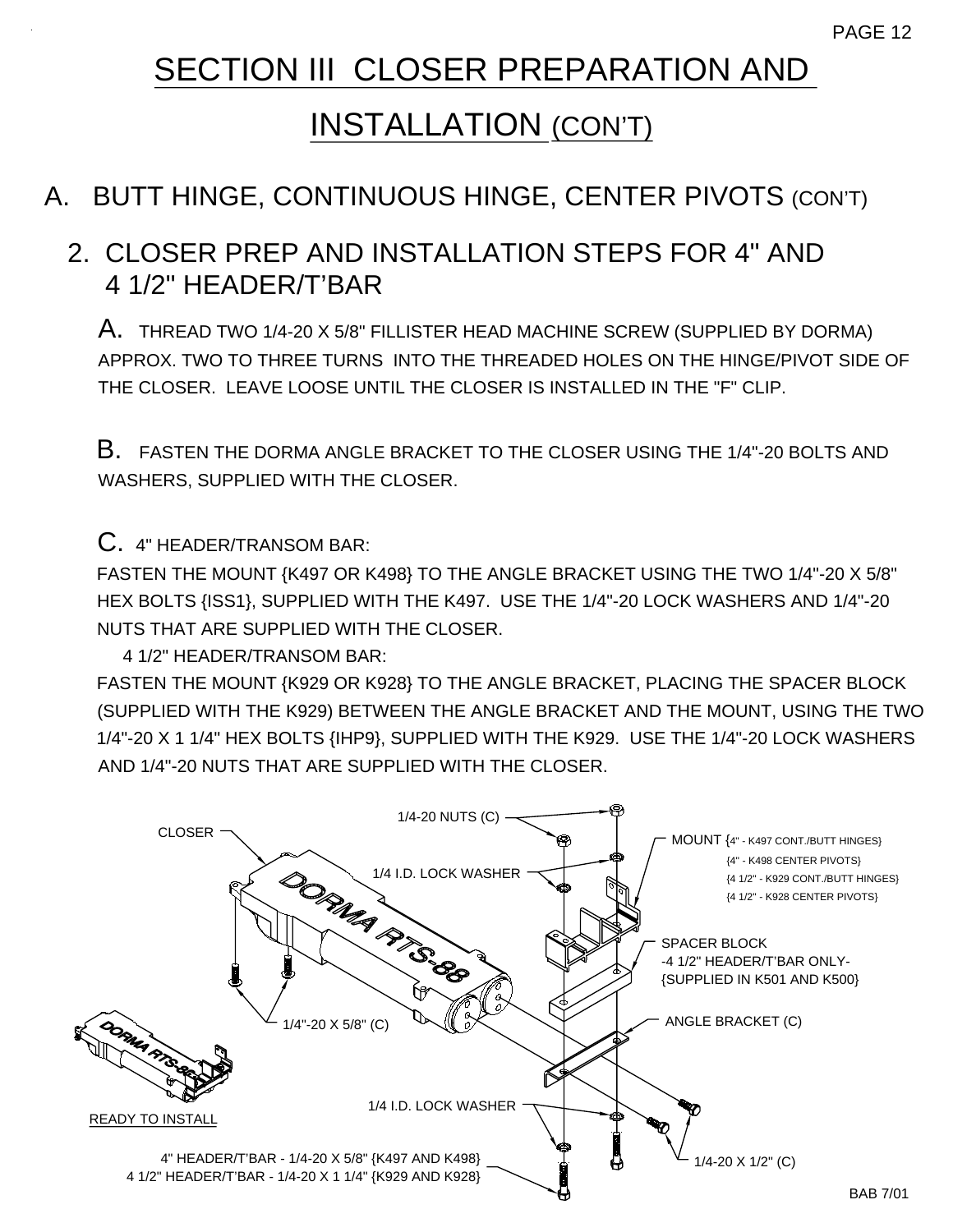# SECTION III CLOSER PREPARATION AND INSTALLATION (CON'T)

## A. BUTT HINGE, CONTINUOUS HINGE, CENTER PIVOTS (CON'T)

### 2. CLOSER PREP AND INSTALLATION STEPS FOR 4" AND 4 1/2" HEADER/T'BAR

A. THREAD TWO 1/4-20 X 5/8" FILLISTER HEAD MACHINE SCREW (SUPPLIED BY DORMA) APPROX. TWO TO THREE TURNS INTO THE THREADED HOLES ON THE HINGE/PIVOT SIDE OF THE CLOSER. LEAVE LOOSE UNTIL THE CLOSER IS INSTALLED IN THE "F" CLIP.

B. FASTEN THE DORMA ANGLE BRACKET TO THE CLOSER USING THE 1/4"-20 BOLTS AND WASHERS, SUPPLIED WITH THE CLOSER.

C. 4" HEADER/TRANSOM BAR:
FASTEN THE MOUNT {K497 OR K498} TO THE ANGLE BRACKET USING THE TWO 1/4"-20 X 5/8" HEX BOLTS {ISS1}, SUPPLIED WITH THE K497. USE THE 1/4"-20 LOCK WASHERS AND 1/4"-20 NUTS THAT ARE SUPPLIED WITH THE CLOSER.

4 1/2" HEADER/TRANSOM BAR:
FASTEN THE MOUNT {K929 OR K928} TO THE ANGLE BRACKET, PLACING THE SPACER BLOCK (SUPPLIED WITH THE K929) BETWEEN THE ANGLE BRACKET AND THE MOUNT, USING THE TWO 1/4"-20 X 1 1/4" HEX BOLTS {IHP9}, SUPPLIED WITH THE K929. USE THE 1/4"-20 LOCK WASHERS AND 1/4"-20 NUTS THAT ARE SUPPLIED WITH THE CLOSER.

CLOSER

1/4-20 NUTS (C)

1/4 I.D. LOCK WASHER

MOUNT {4" - K497 CONT./BUTT HINGES}
{4" - K498 CENTER PIVOTS}
{4 1/2" - K929 CONT./BUTT HINGES}
{4 1/2" - K928 CENTER PIVOTS}

SPACER BLOCK
-4 1/2" HEADER/T'BAR ONLY-
{SUPPLIED IN K501 AND K500}

ANGLE BRACKET (C)

1/4"-20 X 5/8" (C)

READY TO INSTALL

1/4 I.D. LOCK WASHER

1/4-20 X 1/2" (C)

4" HEADER/T'BAR - 1/4-20 X 5/8" {K497 AND K498}
4 1/2" HEADER/T'BAR - 1/4-20 X 1 1/4" {K929 AND K928}

BAB 7/01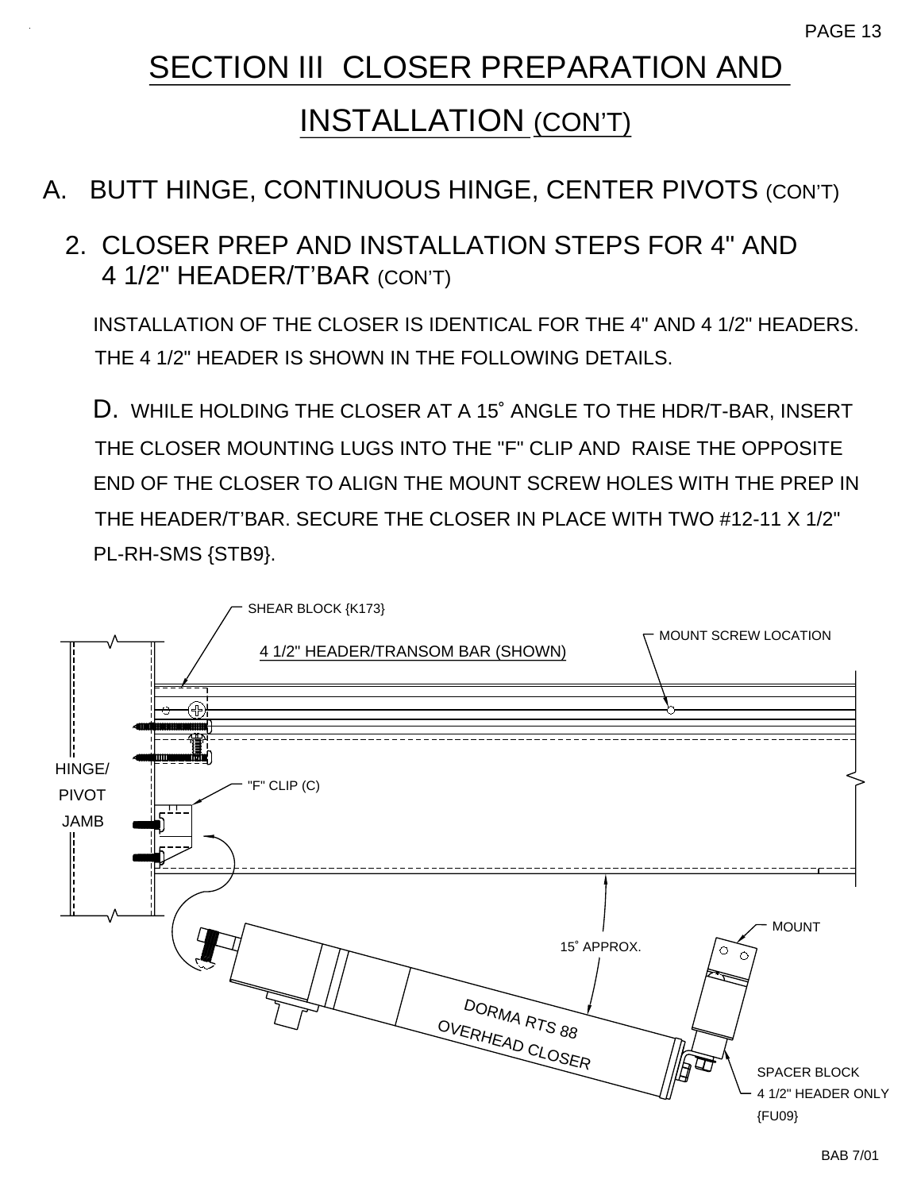# SECTION III CLOSER PREPARATION AND INSTALLATION (CON'T)

## A. BUTT HINGE, CONTINUOUS HINGE, CENTER PIVOTS (CON'T)

### 2. CLOSER PREP AND INSTALLATION STEPS FOR 4" AND 4 1/2" HEADER/T'BAR (CON'T)

INSTALLATION OF THE CLOSER IS IDENTICAL FOR THE 4" AND 4 1/2" HEADERS. THE 4 1/2" HEADER IS SHOWN IN THE FOLLOWING DETAILS.

D. WHILE HOLDING THE CLOSER AT A 15° ANGLE TO THE HDR/T-BAR, INSERT THE CLOSER MOUNTING LUGS INTO THE "F" CLIP AND RAISE THE OPPOSITE END OF THE CLOSER TO ALIGN THE MOUNT SCREW HOLES WITH THE PREP IN THE HEADER/T'BAR. SECURE THE CLOSER IN PLACE WITH TWO #12-11 X 1/2" PL-RH-SMS {STB9}.

SHEAR BLOCK {K173}

4 1/2" HEADER/TRANSOM BAR (SHOWN)

MOUNT SCREW LOCATION

HINGE/ PIVOT JAMB

"F" CLIP (C)

MOUNT

15° APPROX.

DORMA RTS 88 OVERHEAD CLOSER

SPACER BLOCK 4 1/2" HEADER ONLY {FU09}

BAB 7/01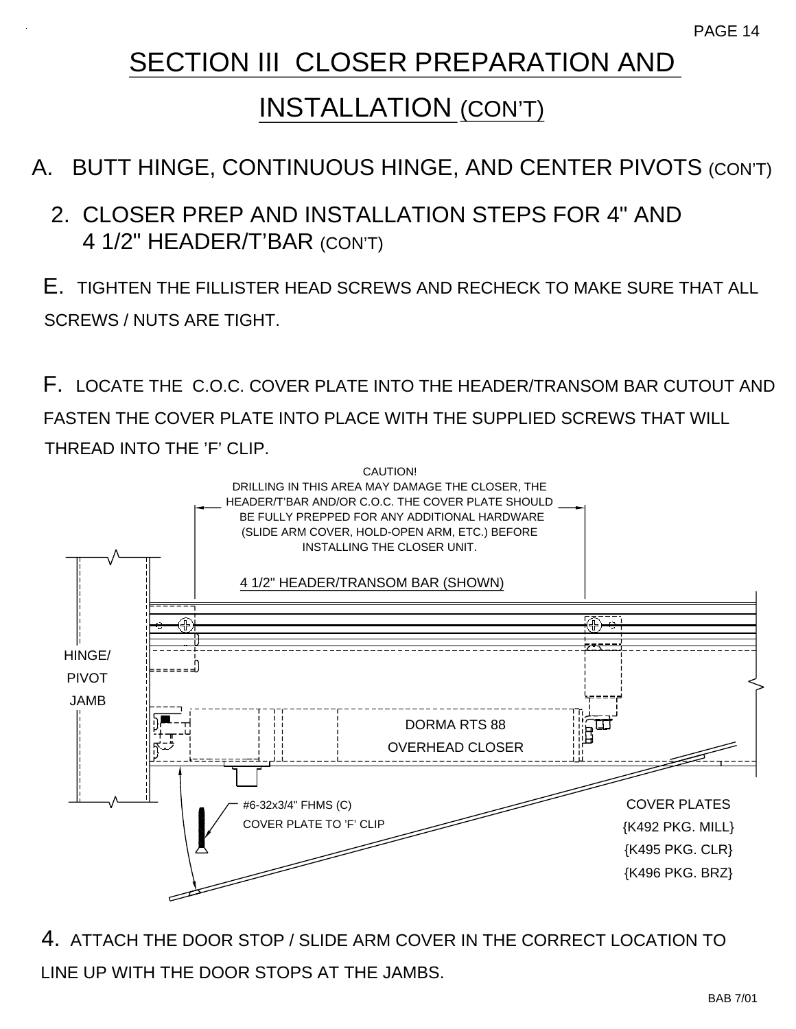# SECTION III CLOSER PREPARATION AND INSTALLATION (CON'T)

## A. BUTT HINGE, CONTINUOUS HINGE, AND CENTER PIVOTS (CON'T)

### 2. CLOSER PREP AND INSTALLATION STEPS FOR 4" AND 4 1/2" HEADER/T'BAR (CON'T)

E. TIGHTEN THE FILLISTER HEAD SCREWS AND RECHECK TO MAKE SURE THAT ALL SCREWS / NUTS ARE TIGHT.

F. LOCATE THE C.O.C. COVER PLATE INTO THE HEADER/TRANSOM BAR CUTOUT AND FASTEN THE COVER PLATE INTO PLACE WITH THE SUPPLIED SCREWS THAT WILL THREAD INTO THE 'F' CLIP.

CAUTION!
DRILLING IN THIS AREA MAY DAMAGE THE CLOSER, THE HEADER/T'BAR AND/OR C.O.C. THE COVER PLATE SHOULD BE FULLY PREPPED FOR ANY ADDITIONAL HARDWARE (SLIDE ARM COVER, HOLD-OPEN ARM, ETC.) BEFORE INSTALLING THE CLOSER UNIT.

4 1/2" HEADER/TRANSOM BAR (SHOWN)

HINGE/ PIVOT JAMB

DORMA RTS 88 OVERHEAD CLOSER

#6-32x3/4" FHMS (C) COVER PLATE TO 'F' CLIP

COVER PLATES
{K492 PKG. MILL}
{K495 PKG. CLR}
{K496 PKG. BRZ}

4. ATTACH THE DOOR STOP / SLIDE ARM COVER IN THE CORRECT LOCATION TO LINE UP WITH THE DOOR STOPS AT THE JAMBS.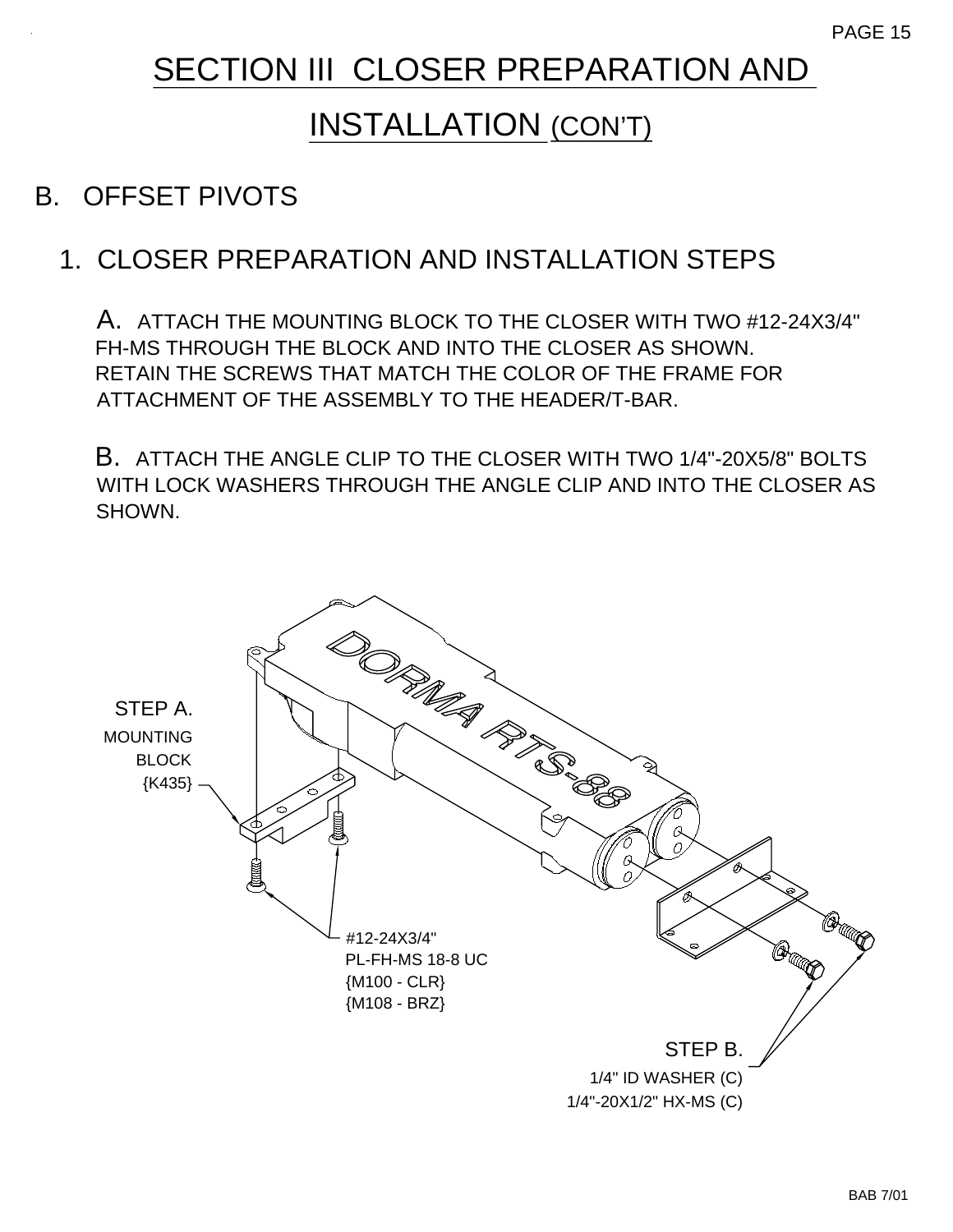# SECTION III CLOSER PREPARATION AND INSTALLATION (CON'T)

## B. OFFSET PIVOTS

### 1. CLOSER PREPARATION AND INSTALLATION STEPS

A. ATTACH THE MOUNTING BLOCK TO THE CLOSER WITH TWO #12-24X3/4" FH-MS THROUGH THE BLOCK AND INTO THE CLOSER AS SHOWN. RETAIN THE SCREWS THAT MATCH THE COLOR OF THE FRAME FOR ATTACHMENT OF THE ASSEMBLY TO THE HEADER/T-BAR.

B. ATTACH THE ANGLE CLIP TO THE CLOSER WITH TWO 1/4"-20X5/8" BOLTS WITH LOCK WASHERS THROUGH THE ANGLE CLIP AND INTO THE CLOSER AS SHOWN.

STEP A.
MOUNTING BLOCK
{K435}

DORMA RTS-88

#12-24X3/4"
PL-FH-MS 18-8 UC
{M100 - CLR}
{M108 - BRZ}

STEP B.
1/4" ID WASHER (C)
1/4"-20X1/2" HX-MS (C)

BAB 7/01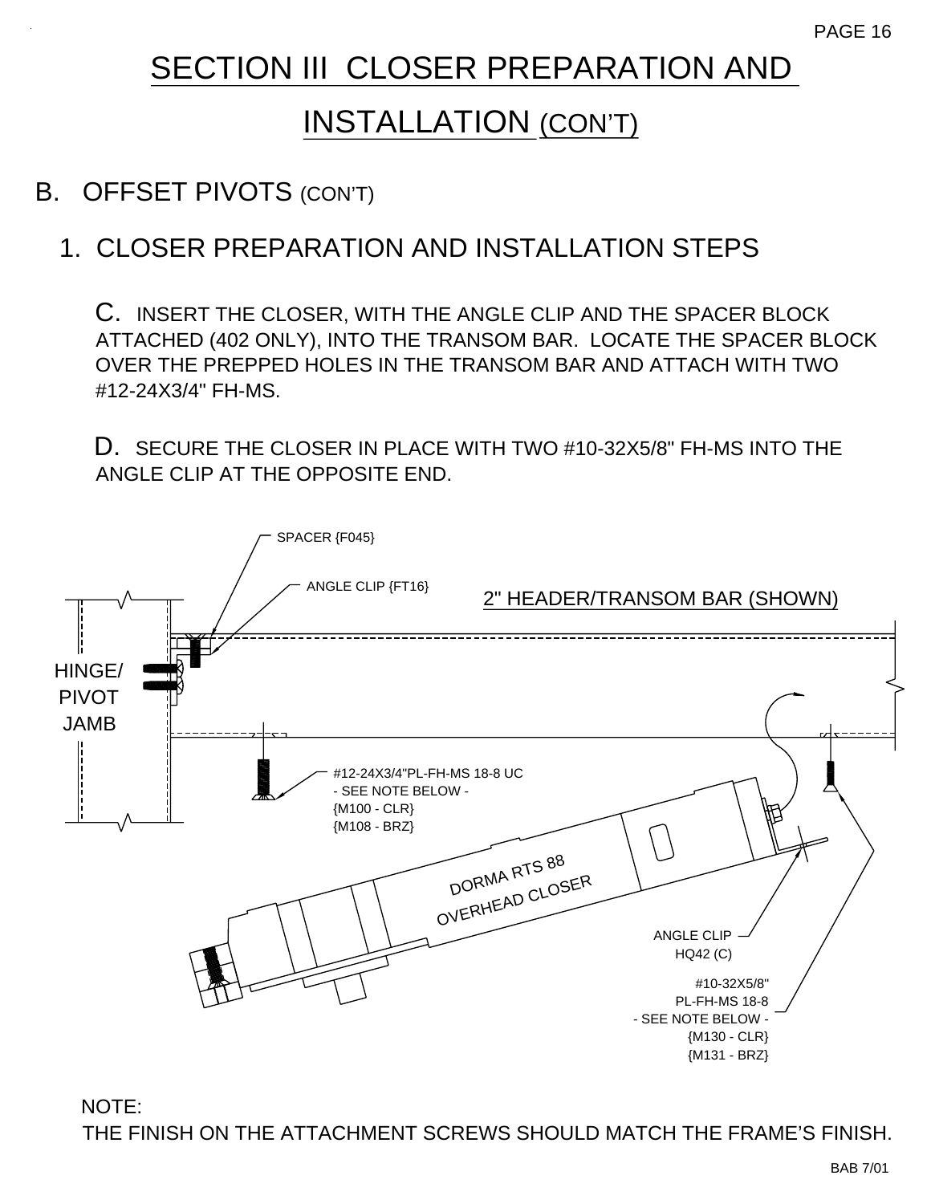# SECTION III CLOSER PREPARATION AND INSTALLATION (CON'T)

## B. OFFSET PIVOTS (CON'T)

### 1. CLOSER PREPARATION AND INSTALLATION STEPS

C. INSERT THE CLOSER, WITH THE ANGLE CLIP AND THE SPACER BLOCK ATTACHED (402 ONLY), INTO THE TRANSOM BAR. LOCATE THE SPACER BLOCK OVER THE PREPPED HOLES IN THE TRANSOM BAR AND ATTACH WITH TWO #12-24X3/4" FH-MS.

D. SECURE THE CLOSER IN PLACE WITH TWO #10-32X5/8" FH-MS INTO THE ANGLE CLIP AT THE OPPOSITE END.

SPACER {F045}

ANGLE CLIP {FT16}

2" HEADER/TRANSOM BAR (SHOWN)

HINGE/ PIVOT JAMB

#12-24X3/4"PL-FH-MS 18-8 UC - SEE NOTE BELOW - {M100 - CLR} {M108 - BRZ}

DORMA RTS 88 OVERHEAD CLOSER

ANGLE CLIP HQ42 (C)

#10-32X5/8" PL-FH-MS 18-8 - SEE NOTE BELOW - {M130 - CLR} {M131 - BRZ}

NOTE:
THE FINISH ON THE ATTACHMENT SCREWS SHOULD MATCH THE FRAME'S FINISH.

BAB 7/01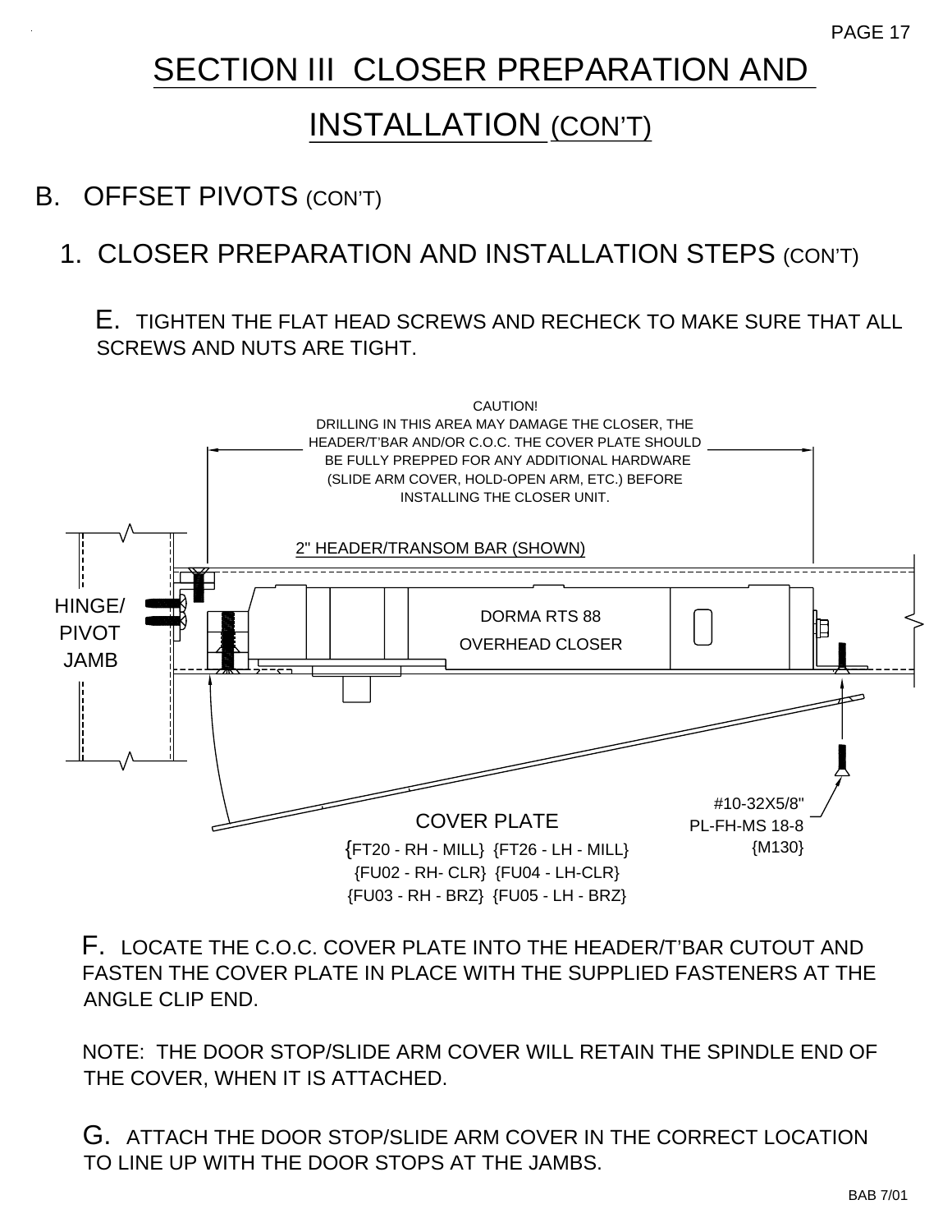# SECTION III CLOSER PREPARATION AND INSTALLATION (CON'T)

## B. OFFSET PIVOTS (CON'T)

### 1. CLOSER PREPARATION AND INSTALLATION STEPS (CON'T)

E. TIGHTEN THE FLAT HEAD SCREWS AND RECHECK TO MAKE SURE THAT ALL SCREWS AND NUTS ARE TIGHT.

CAUTION!
DRILLING IN THIS AREA MAY DAMAGE THE CLOSER, THE HEADER/T'BAR AND/OR C.O.C. THE COVER PLATE SHOULD BE FULLY PREPPED FOR ANY ADDITIONAL HARDWARE (SLIDE ARM COVER, HOLD-OPEN ARM, ETC.) BEFORE INSTALLING THE CLOSER UNIT.

2" HEADER/TRANSOM BAR (SHOWN)

HINGE/PIVOT JAMB

DORMA RTS 88 OVERHEAD CLOSER

COVER PLATE
{FT20 - RH - MILL} {FT26 - LH - MILL}
{FU02 - RH- CLR} {FU04 - LH-CLR}
{FU03 - RH - BRZ} {FU05 - LH - BRZ}

#10-32X5/8" PL-FH-MS 18-8 {M130}

F. LOCATE THE C.O.C. COVER PLATE INTO THE HEADER/T'BAR CUTOUT AND FASTEN THE COVER PLATE IN PLACE WITH THE SUPPLIED FASTENERS AT THE ANGLE CLIP END.

NOTE: THE DOOR STOP/SLIDE ARM COVER WILL RETAIN THE SPINDLE END OF THE COVER, WHEN IT IS ATTACHED.

G. ATTACH THE DOOR STOP/SLIDE ARM COVER IN THE CORRECT LOCATION TO LINE UP WITH THE DOOR STOPS AT THE JAMBS.

BAB 7/01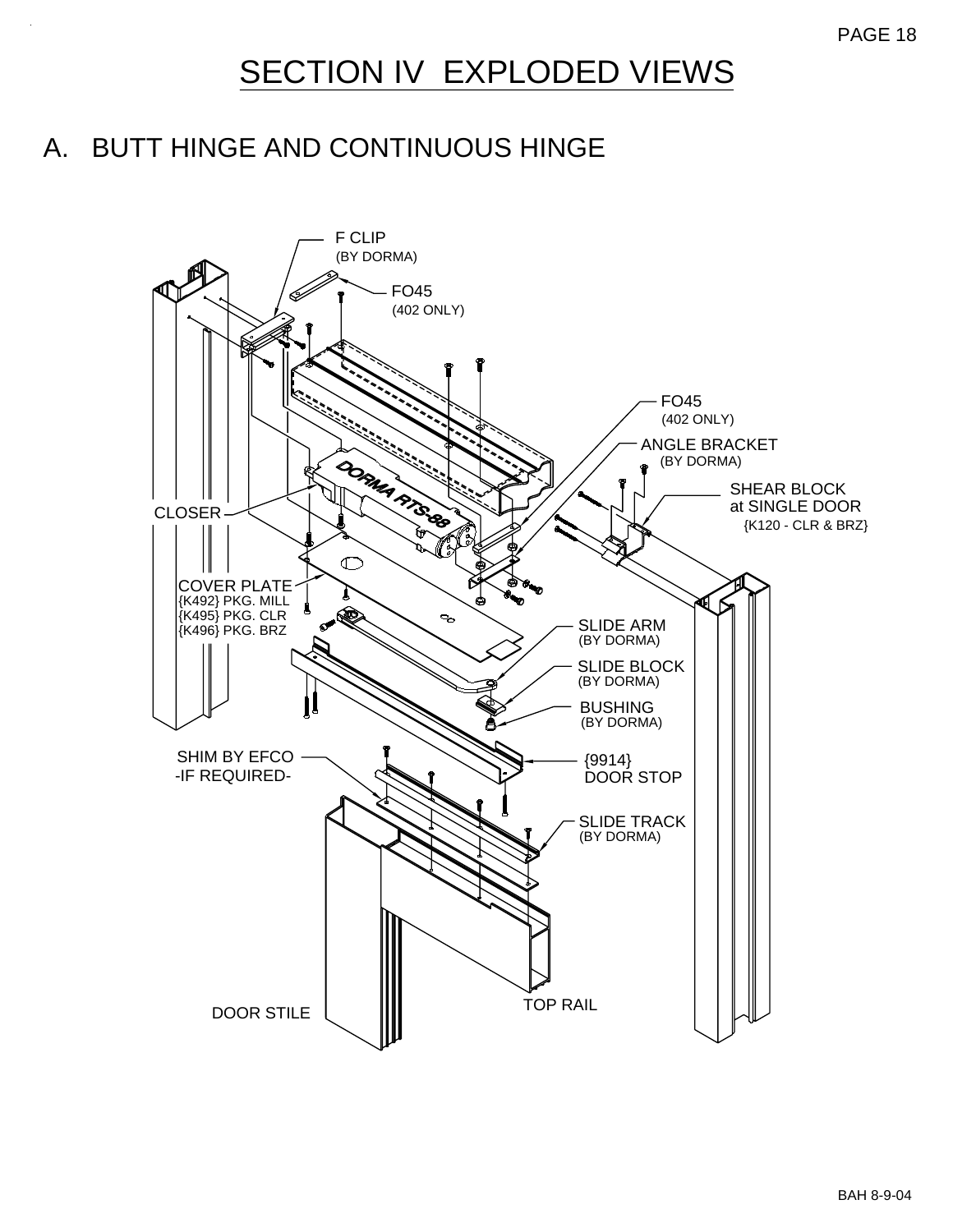# SECTION IV EXPLODED VIEWS

## A. BUTT HINGE AND CONTINUOUS HINGE

F CLIP
(BY DORMA)

FO45
(402 ONLY)

FO45
(402 ONLY)

ANGLE BRACKET
(BY DORMA)

SHEAR BLOCK
at SINGLE DOOR
{K120 - CLR & BRZ}

CLOSER

DORMA RTS-88

COVER PLATE
{K492} PKG. MILL
{K495} PKG. CLR
{K496} PKG. BRZ

SLIDE ARM
(BY DORMA)

SLIDE BLOCK
(BY DORMA)

BUSHING
(BY DORMA)

SHIM BY EFCO
-IF REQUIRED-

{9914}
DOOR STOP

SLIDE TRACK
(BY DORMA)

TOP RAIL

DOOR STILE

BAH 8-9-04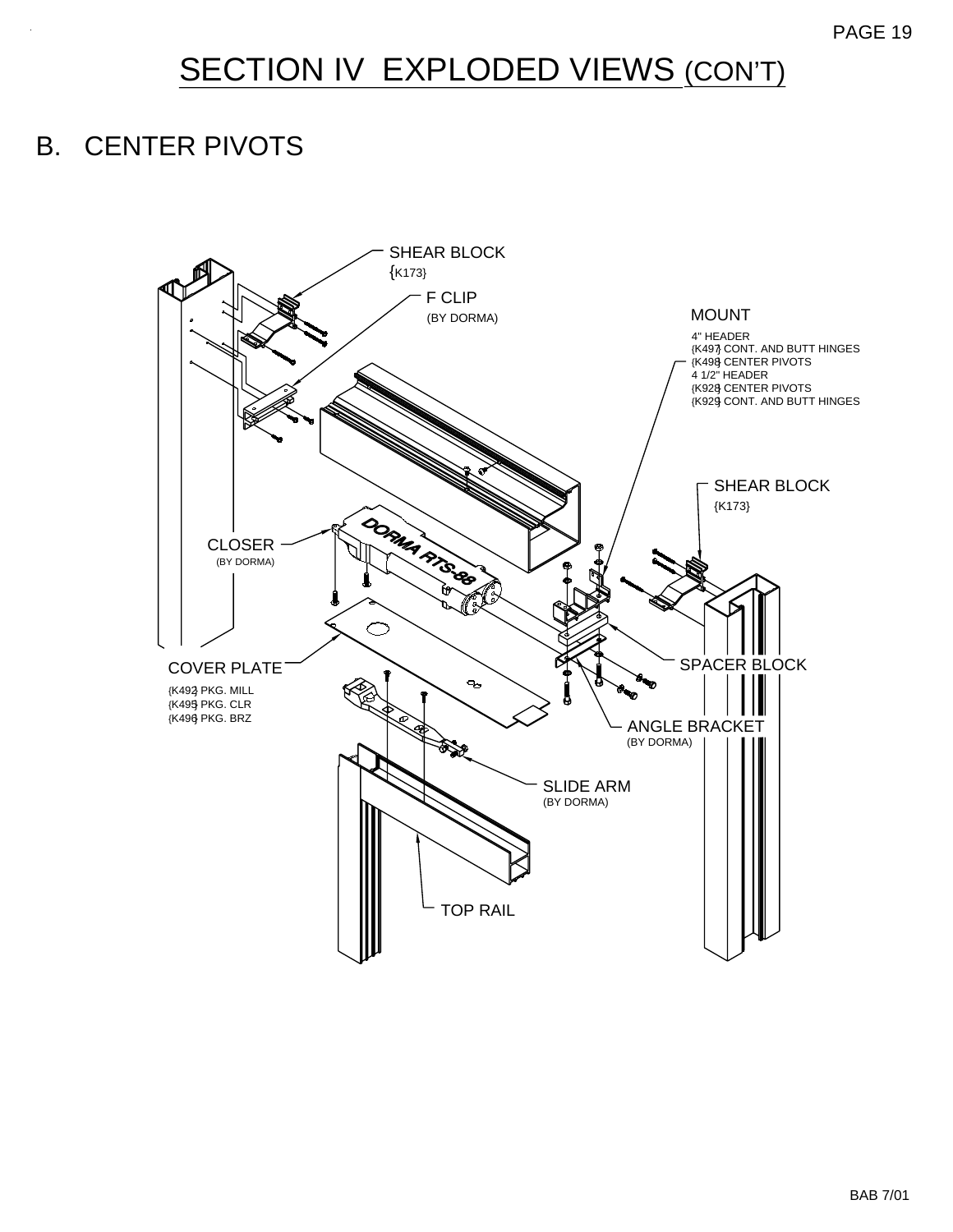# SECTION IV EXPLODED VIEWS (CON'T)

## B. CENTER PIVOTS

SHEAR BLOCK
{K173}

F CLIP
(BY DORMA)

MOUNT
4" HEADER
{K497} CONT. AND BUTT HINGES
{K498} CENTER PIVOTS
4 1/2" HEADER
{K928} CENTER PIVOTS
{K929} CONT. AND BUTT HINGES

SHEAR BLOCK
{K173}

CLOSER
(BY DORMA)

DORMA RTS-88

SPACER BLOCK

COVER PLATE
{K492} PKG. MILL
{K495} PKG. CLR
{K496} PKG. BRZ

ANGLE BRACKET
(BY DORMA)

SLIDE ARM
(BY DORMA)

TOP RAIL

BAB 7/01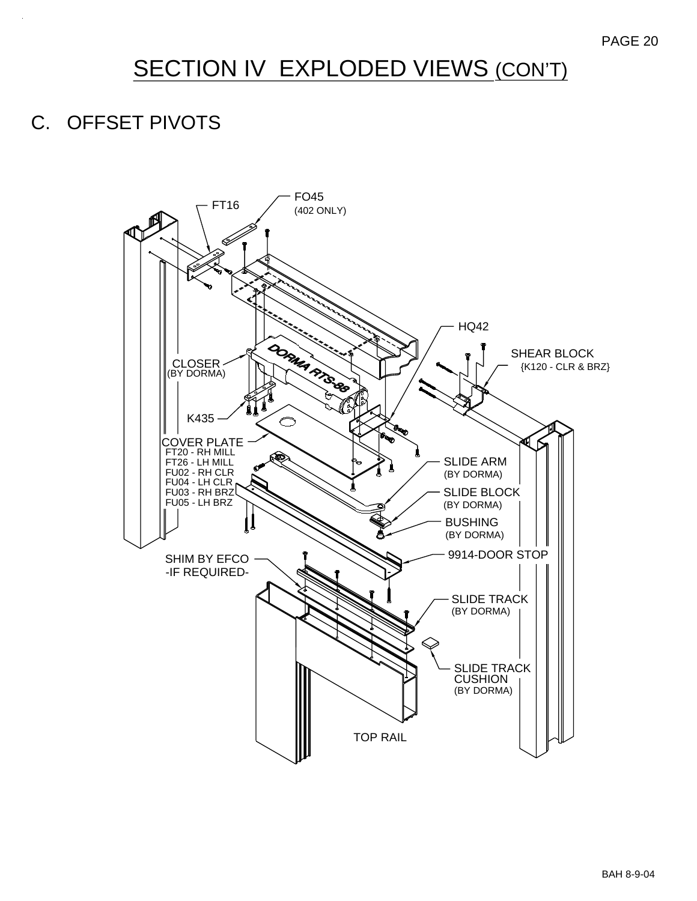# SECTION IV EXPLODED VIEWS (CON'T)

## C. OFFSET PIVOTS

FT16

FO45
(402 ONLY)

HQ42

SHEAR BLOCK
{K120 - CLR & BRZ}

CLOSER
(BY DORMA)

DORMA RTS-88

K435

COVER PLATE
FT20 - RH MILL
FT26 - LH MILL
FU02 - RH CLR
FU04 - LH CLR
FU03 - RH BRZ
FU05 - LH BRZ

SLIDE ARM
(BY DORMA)

SLIDE BLOCK
(BY DORMA)

BUSHING
(BY DORMA)

9914-DOOR STOP

SHIM BY EFCO
-IF REQUIRED-

SLIDE TRACK
(BY DORMA)

SLIDE TRACK
CUSHION
(BY DORMA)

TOP RAIL

BAH 8-9-04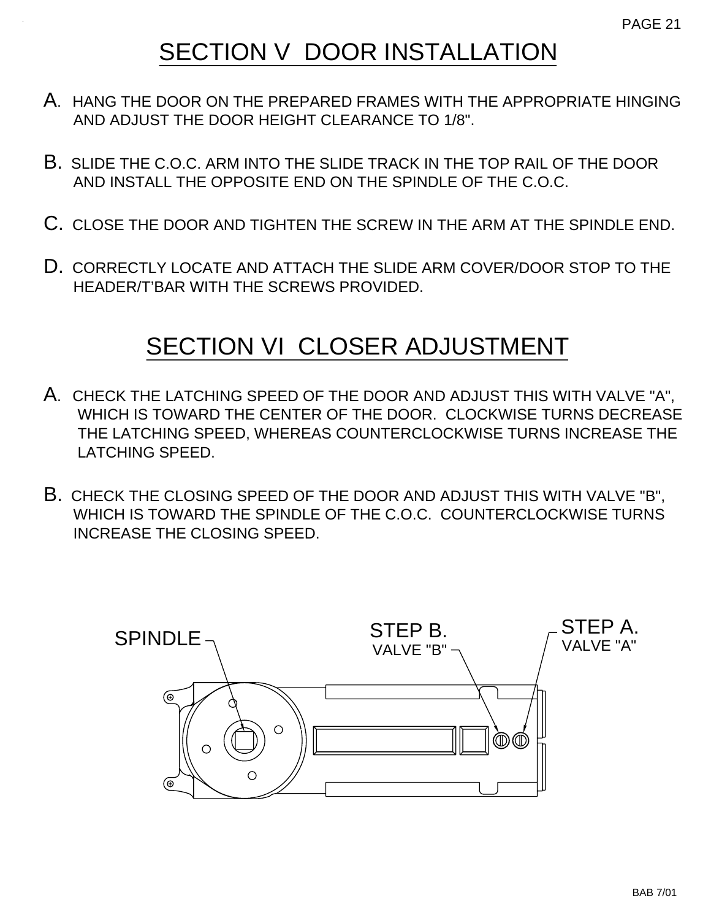# SECTION V DOOR INSTALLATION

A. HANG THE DOOR ON THE PREPARED FRAMES WITH THE APPROPRIATE HINGING AND ADJUST THE DOOR HEIGHT CLEARANCE TO 1/8".

B. SLIDE THE C.O.C. ARM INTO THE SLIDE TRACK IN THE TOP RAIL OF THE DOOR AND INSTALL THE OPPOSITE END ON THE SPINDLE OF THE C.O.C.

C. CLOSE THE DOOR AND TIGHTEN THE SCREW IN THE ARM AT THE SPINDLE END.

D. CORRECTLY LOCATE AND ATTACH THE SLIDE ARM COVER/DOOR STOP TO THE HEADER/T'BAR WITH THE SCREWS PROVIDED.

# SECTION VI CLOSER ADJUSTMENT

A. CHECK THE LATCHING SPEED OF THE DOOR AND ADJUST THIS WITH VALVE "A", WHICH IS TOWARD THE CENTER OF THE DOOR. CLOCKWISE TURNS DECREASE THE LATCHING SPEED, WHEREAS COUNTERCLOCKWISE TURNS INCREASE THE LATCHING SPEED.

B. CHECK THE CLOSING SPEED OF THE DOOR AND ADJUST THIS WITH VALVE "B", WHICH IS TOWARD THE SPINDLE OF THE C.O.C. COUNTERCLOCKWISE TURNS INCREASE THE CLOSING SPEED.

SPINDLE

STEP B.
VALVE "B"

STEP A.
VALVE "A"

BAB 7/01